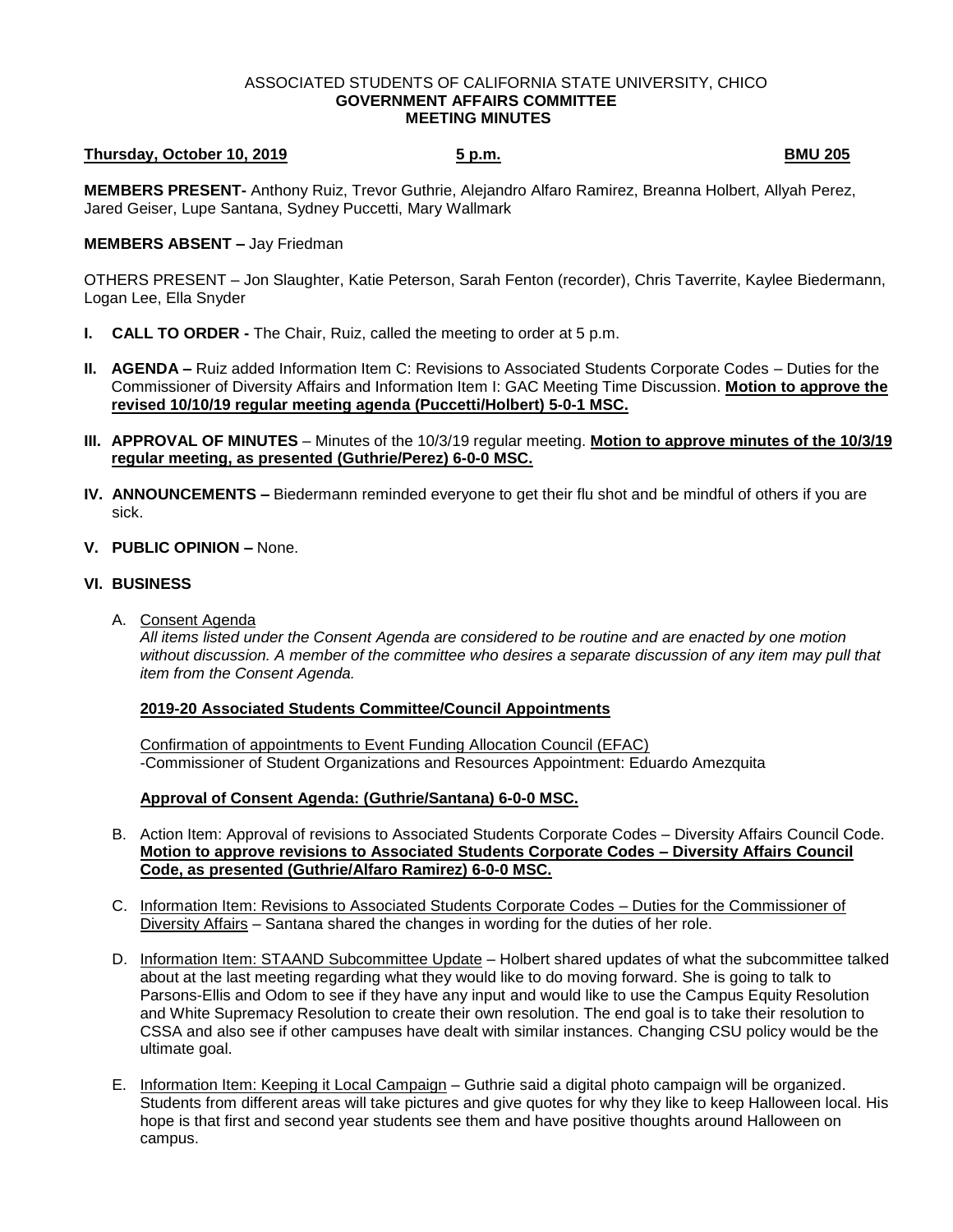ASSOCIATED STUDENTS OF CALIFORNIA STATE UNIVERSITY, CHICO
**GOVERNMENT AFFAIRS COMMITTEE**
**MEETING MINUTES**

**Thursday, October 10, 2019** **5 p.m.** **BMU 205**

**MEMBERS PRESENT-** Anthony Ruiz, Trevor Guthrie, Alejandro Alfaro Ramirez, Breanna Holbert, Allyah Perez, Jared Geiser, Lupe Santana, Sydney Puccetti, Mary Wallmark

**MEMBERS ABSENT –** Jay Friedman

OTHERS PRESENT – Jon Slaughter, Katie Peterson, Sarah Fenton (recorder), Chris Taverrite, Kaylee Biedermann, Logan Lee, Ella Snyder

**I. CALL TO ORDER -** The Chair, Ruiz, called the meeting to order at 5 p.m.

**II. AGENDA –** Ruiz added Information Item C: Revisions to Associated Students Corporate Codes – Duties for the Commissioner of Diversity Affairs and Information Item I: GAC Meeting Time Discussion. **Motion to approve the revised 10/10/19 regular meeting agenda (Puccetti/Holbert) 5-0-1 MSC.**

**III. APPROVAL OF MINUTES** – Minutes of the 10/3/19 regular meeting. **Motion to approve minutes of the 10/3/19 regular meeting, as presented (Guthrie/Perez) 6-0-0 MSC.**

**IV. ANNOUNCEMENTS –** Biedermann reminded everyone to get their flu shot and be mindful of others if you are sick.

**V. PUBLIC OPINION –** None.

**VI. BUSINESS**

A. Consent Agenda

*All items listed under the Consent Agenda are considered to be routine and are enacted by one motion without discussion. A member of the committee who desires a separate discussion of any item may pull that item from the Consent Agenda.*

**2019-20 Associated Students Committee/Council Appointments**

Confirmation of appointments to Event Funding Allocation Council (EFAC)
-Commissioner of Student Organizations and Resources Appointment: Eduardo Amezquita

**Approval of Consent Agenda: (Guthrie/Santana) 6-0-0 MSC.**

B. Action Item: Approval of revisions to Associated Students Corporate Codes – Diversity Affairs Council Code. **Motion to approve revisions to Associated Students Corporate Codes – Diversity Affairs Council Code, as presented (Guthrie/Alfaro Ramirez) 6-0-0 MSC.**

C. Information Item: Revisions to Associated Students Corporate Codes – Duties for the Commissioner of Diversity Affairs – Santana shared the changes in wording for the duties of her role.

D. Information Item: STAAND Subcommittee Update – Holbert shared updates of what the subcommittee talked about at the last meeting regarding what they would like to do moving forward. She is going to talk to Parsons-Ellis and Odom to see if they have any input and would like to use the Campus Equity Resolution and White Supremacy Resolution to create their own resolution. The end goal is to take their resolution to CSSA and also see if other campuses have dealt with similar instances. Changing CSU policy would be the ultimate goal.

E. Information Item: Keeping it Local Campaign – Guthrie said a digital photo campaign will be organized. Students from different areas will take pictures and give quotes for why they like to keep Halloween local. His hope is that first and second year students see them and have positive thoughts around Halloween on campus.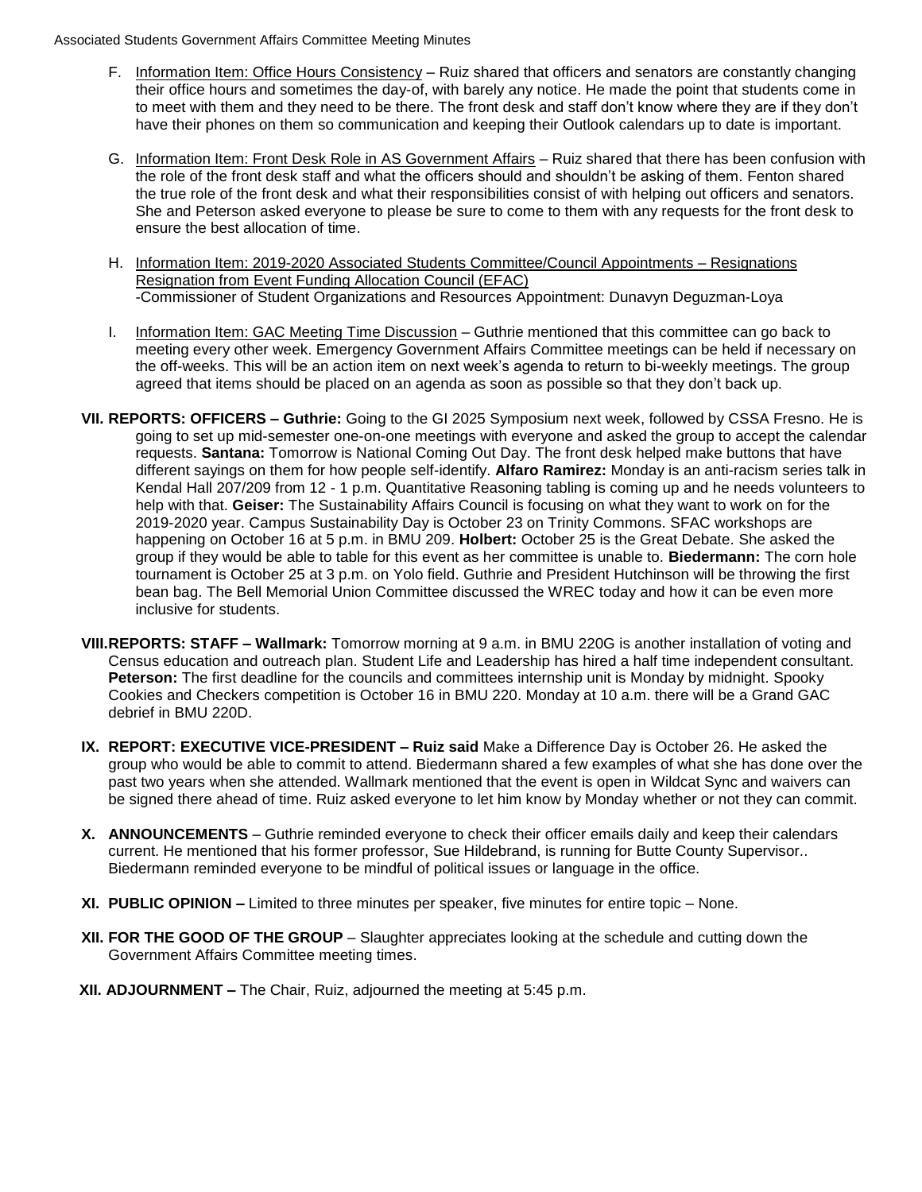F. Information Item: Office Hours Consistency – Ruiz shared that officers and senators are constantly changing their office hours and sometimes the day-of, with barely any notice. He made the point that students come in to meet with them and they need to be there. The front desk and staff don't know where they are if they don't have their phones on them so communication and keeping their Outlook calendars up to date is important.

G. Information Item: Front Desk Role in AS Government Affairs – Ruiz shared that there has been confusion with the role of the front desk staff and what the officers should and shouldn't be asking of them. Fenton shared the true role of the front desk and what their responsibilities consist of with helping out officers and senators. She and Peterson asked everyone to please be sure to come to them with any requests for the front desk to ensure the best allocation of time.

H. Information Item: 2019-2020 Associated Students Committee/Council Appointments – Resignations Resignation from Event Funding Allocation Council (EFAC)
-Commissioner of Student Organizations and Resources Appointment: Dunavyn Deguzman-Loya

I. Information Item: GAC Meeting Time Discussion – Guthrie mentioned that this committee can go back to meeting every other week. Emergency Government Affairs Committee meetings can be held if necessary on the off-weeks. This will be an action item on next week's agenda to return to bi-weekly meetings. The group agreed that items should be placed on an agenda as soon as possible so that they don't back up.

**VII. REPORTS: OFFICERS – Guthrie:** Going to the GI 2025 Symposium next week, followed by CSSA Fresno. He is going to set up mid-semester one-on-one meetings with everyone and asked the group to accept the calendar requests. **Santana:** Tomorrow is National Coming Out Day. The front desk helped make buttons that have different sayings on them for how people self-identify. **Alfaro Ramirez:** Monday is an anti-racism series talk in Kendal Hall 207/209 from 12 - 1 p.m. Quantitative Reasoning tabling is coming up and he needs volunteers to help with that. **Geiser:** The Sustainability Affairs Council is focusing on what they want to work on for the 2019-2020 year. Campus Sustainability Day is October 23 on Trinity Commons. SFAC workshops are happening on October 16 at 5 p.m. in BMU 209. **Holbert:** October 25 is the Great Debate. She asked the group if they would be able to table for this event as her committee is unable to. **Biedermann:** The corn hole tournament is October 25 at 3 p.m. on Yolo field. Guthrie and President Hutchinson will be throwing the first bean bag. The Bell Memorial Union Committee discussed the WREC today and how it can be even more inclusive for students.

**VIII.REPORTS: STAFF – Wallmark:** Tomorrow morning at 9 a.m. in BMU 220G is another installation of voting and Census education and outreach plan. Student Life and Leadership has hired a half time independent consultant. **Peterson:** The first deadline for the councils and committees internship unit is Monday by midnight. Spooky Cookies and Checkers competition is October 16 in BMU 220. Monday at 10 a.m. there will be a Grand GAC debrief in BMU 220D.

**IX. REPORT: EXECUTIVE VICE-PRESIDENT – Ruiz said** Make a Difference Day is October 26. He asked the group who would be able to commit to attend. Biedermann shared a few examples of what she has done over the past two years when she attended. Wallmark mentioned that the event is open in Wildcat Sync and waivers can be signed there ahead of time. Ruiz asked everyone to let him know by Monday whether or not they can commit.

**X. ANNOUNCEMENTS** – Guthrie reminded everyone to check their officer emails daily and keep their calendars current. He mentioned that his former professor, Sue Hildebrand, is running for Butte County Supervisor.. Biedermann reminded everyone to be mindful of political issues or language in the office.

**XI. PUBLIC OPINION –** Limited to three minutes per speaker, five minutes for entire topic – None.

**XII. FOR THE GOOD OF THE GROUP** – Slaughter appreciates looking at the schedule and cutting down the Government Affairs Committee meeting times.

**XII. ADJOURNMENT –** The Chair, Ruiz, adjourned the meeting at 5:45 p.m.